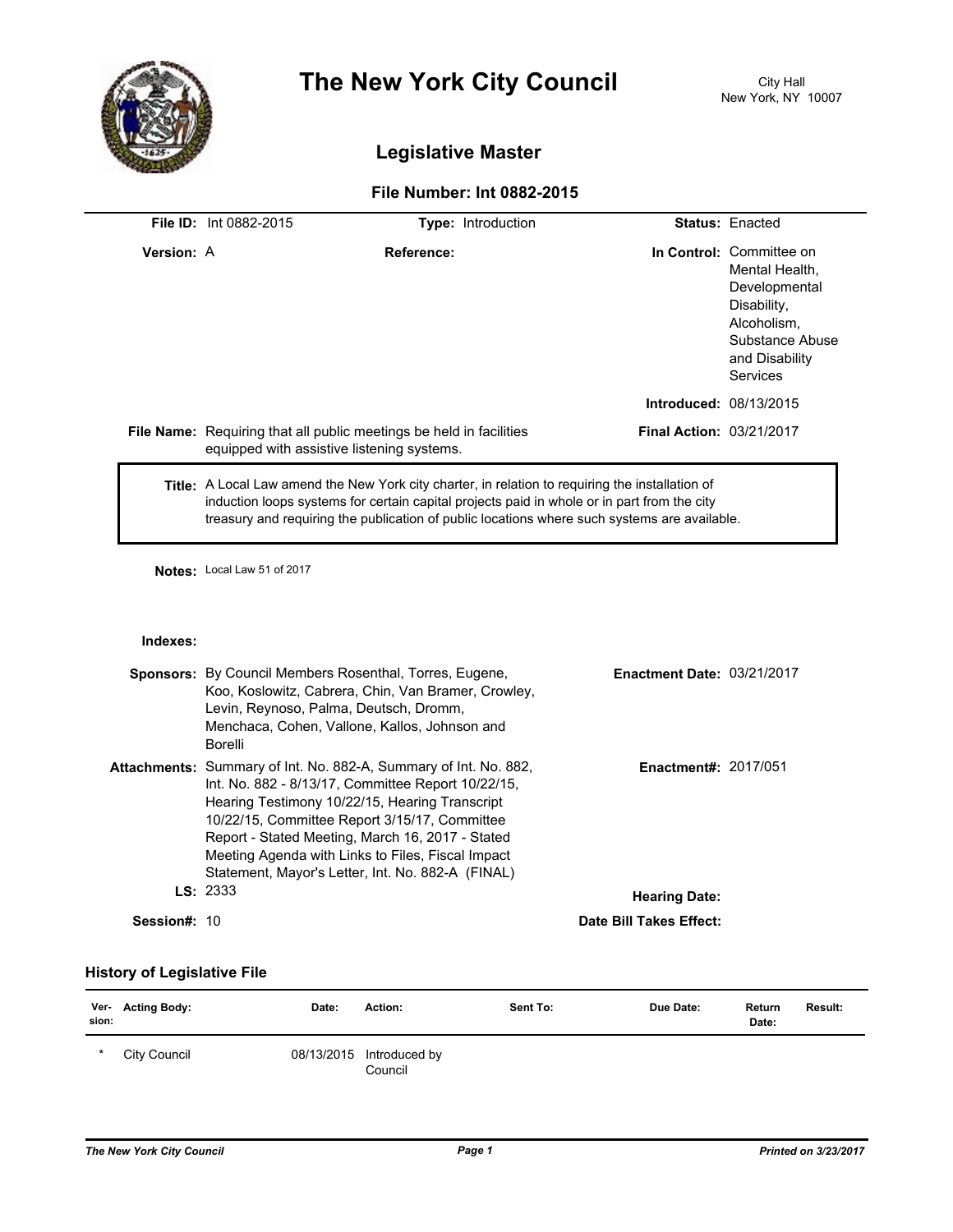# The New York City Council

City Hall
New York, NY 10007

## Legislative Master

### File Number: Int 0882-2015

**File ID:** Int 0882-2015 **Type:** Introduction **Status:** Enacted

**Version:** A **Reference:** **In Control:** Committee on Mental Health, Developmental Disability, Alcoholism, Substance Abuse and Disability Services

**Introduced:** 08/13/2015

**File Name:** Requiring that all public meetings be held in facilities equipped with assistive listening systems. **Final Action:** 03/21/2017

**Title:** A Local Law amend the New York city charter, in relation to requiring the installation of induction loops systems for certain capital projects paid in whole or in part from the city treasury and requiring the publication of public locations where such systems are available.

**Notes:** Local Law 51 of 2017

**Indexes:**

**Sponsors:** By Council Members Rosenthal, Torres, Eugene, Koo, Koslowitz, Cabrera, Chin, Van Bramer, Crowley, Levin, Reynoso, Palma, Deutsch, Dromm, Menchaca, Cohen, Vallone, Kallos, Johnson and Borelli **Enactment Date:** 03/21/2017

**Attachments:** Summary of Int. No. 882-A, Summary of Int. No. 882, Int. No. 882 - 8/13/17, Committee Report 10/22/15, Hearing Testimony 10/22/15, Hearing Transcript 10/22/15, Committee Report 3/15/17, Committee Report - Stated Meeting, March 16, 2017 - Stated Meeting Agenda with Links to Files, Fiscal Impact Statement, Mayor's Letter, Int. No. 882-A (FINAL) **Enactment#:** 2017/051

**LS:** 2333 **Hearing Date:**

**Session#:** 10 **Date Bill Takes Effect:**

### History of Legislative File

| Version: | Acting Body: | Date: | Action: | Sent To: | Due Date: | Return Date: | Result: |
|---|---|---|---|---|---|---|---|
| * | City Council | 08/13/2015 | Introduced by Council | | | | |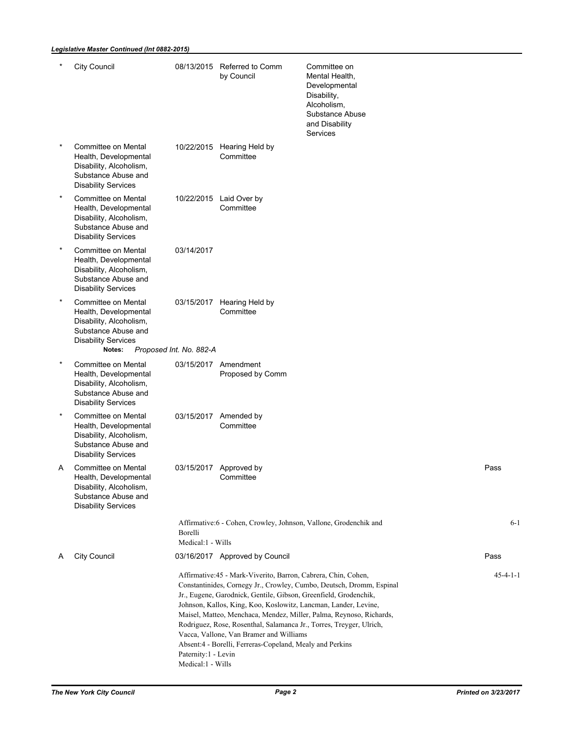*Legislative Master Continued (Int 0882-2015)*

| Ver. | Action By | Date | Action | Sent To | Result |
|---|---|---|---|---|---|
| * | City Council | 08/13/2015 | Referred to Comm by Council | Committee on Mental Health, Developmental Disability, Alcoholism, Substance Abuse and Disability Services | |
| * | Committee on Mental Health, Developmental Disability, Alcoholism, Substance Abuse and Disability Services | 10/22/2015 | Hearing Held by Committee | | |
| * | Committee on Mental Health, Developmental Disability, Alcoholism, Substance Abuse and Disability Services | 10/22/2015 | Laid Over by Committee | | |
| * | Committee on Mental Health, Developmental Disability, Alcoholism, Substance Abuse and Disability Services | 03/14/2017 | | | |
| * | Committee on Mental Health, Developmental Disability, Alcoholism, Substance Abuse and Disability Services **Notes:** *Proposed Int. No. 882-A* | 03/15/2017 | Hearing Held by Committee | | |
| * | Committee on Mental Health, Developmental Disability, Alcoholism, Substance Abuse and Disability Services | 03/15/2017 | Amendment Proposed by Comm | | |
| * | Committee on Mental Health, Developmental Disability, Alcoholism, Substance Abuse and Disability Services | 03/15/2017 | Amended by Committee | | |
| A | Committee on Mental Health, Developmental Disability, Alcoholism, Substance Abuse and Disability Services | 03/15/2017 | Approved by Committee | | Pass |
| | | | Affirmative:6 - Cohen, Crowley, Johnson, Vallone, Grodenchik and Borelli<br>Medical:1 - Wills | | 6-1 |
| A | City Council | 03/16/2017 | Approved by Council | | Pass |
| | | | Affirmative:45 - Mark-Viverito, Barron, Cabrera, Chin, Cohen, Constantinides, Cornegy Jr., Crowley, Cumbo, Deutsch, Dromm, Espinal Jr., Eugene, Garodnick, Gentile, Gibson, Greenfield, Grodenchik, Johnson, Kallos, King, Koo, Koslowitz, Lancman, Lander, Levine, Maisel, Matteo, Menchaca, Mendez, Miller, Palma, Reynoso, Richards, Rodriguez, Rose, Rosenthal, Salamanca Jr., Torres, Treyger, Ulrich, Vacca, Vallone, Van Bramer and Williams<br>Absent:4 - Borelli, Ferreras-Copeland, Mealy and Perkins<br>Paternity:1 - Levin<br>Medical:1 - Wills | | 45-4-1-1 |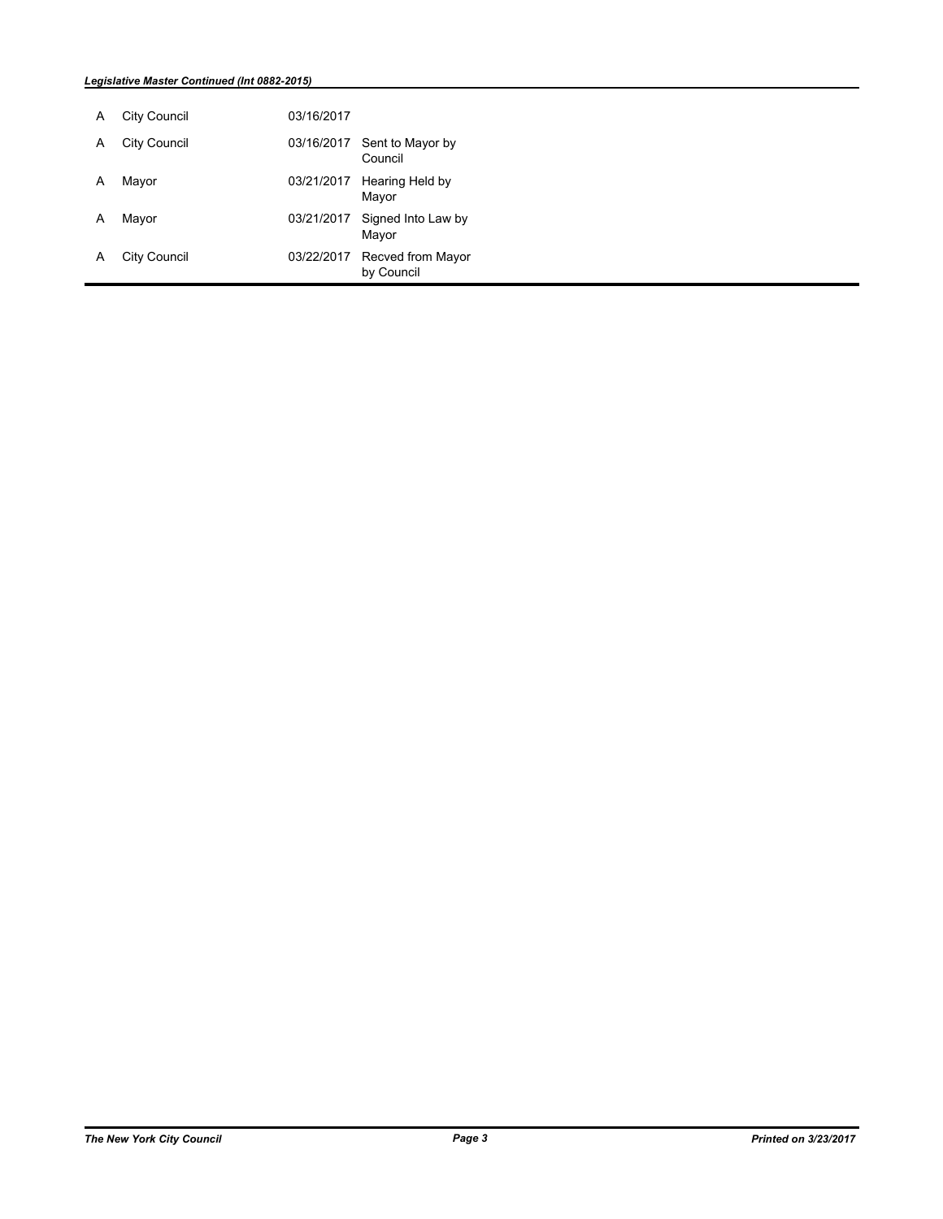| | | | |
|---|---|---|---|
| A | City Council | 03/16/2017 | |
| A | City Council | 03/16/2017 | Sent to Mayor by Council |
| A | Mayor | 03/21/2017 | Hearing Held by Mayor |
| A | Mayor | 03/21/2017 | Signed Into Law by Mayor |
| A | City Council | 03/22/2017 | Recved from Mayor by Council |